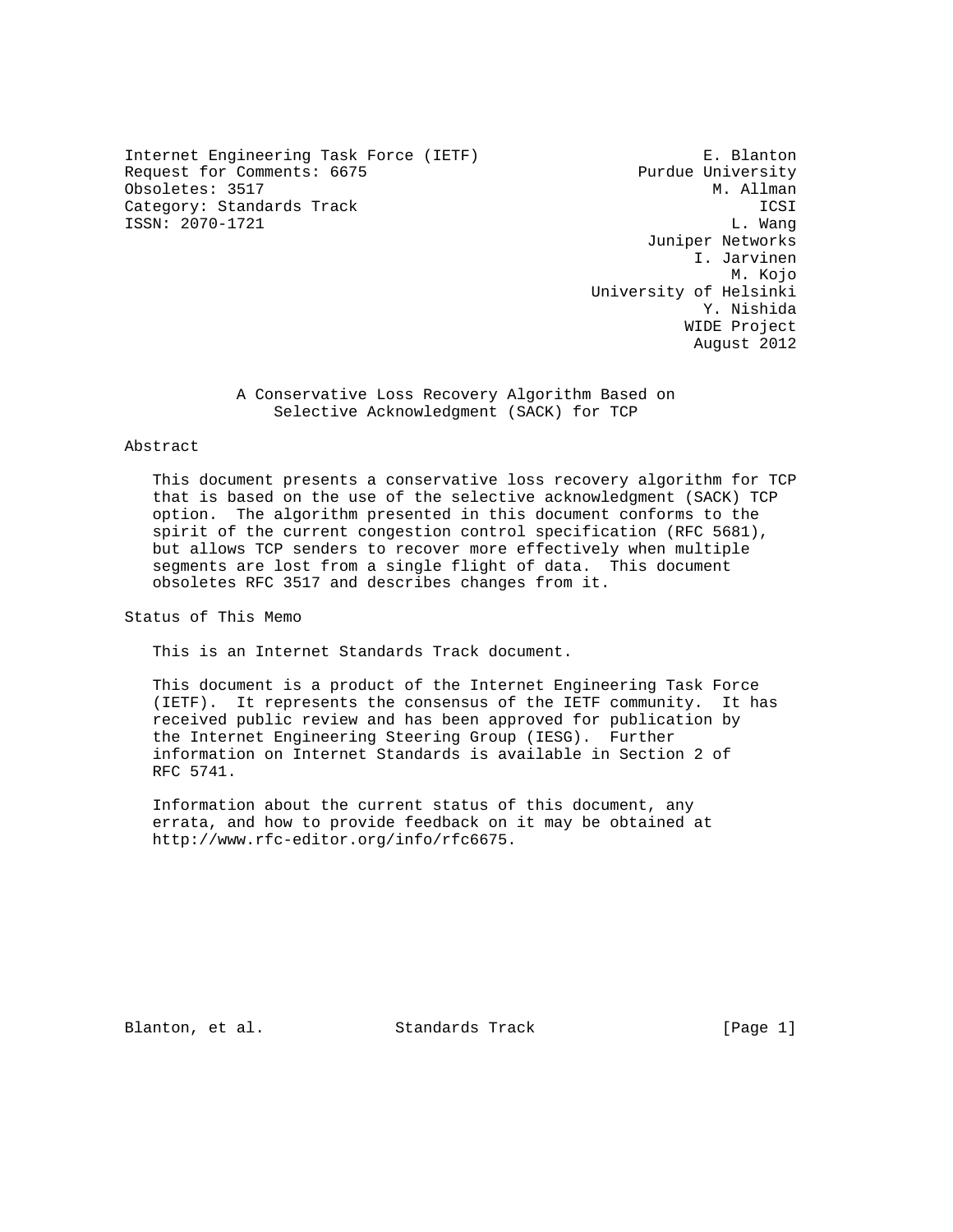Internet Engineering Task Force (IETF) E. Blanton
Request for Comments: 6675 Purdue University
Obsoletes: 3517 M. Allman
Category: Standards Track ICSI
ISSN: 2070-1721 L. Wang
Juniper Networks
I. Jarvinen
M. Kojo
University of Helsinki
Y. Nishida
WIDE Project
August 2012

# A Conservative Loss Recovery Algorithm Based on Selective Acknowledgment (SACK) for TCP

## Abstract

This document presents a conservative loss recovery algorithm for TCP that is based on the use of the selective acknowledgment (SACK) TCP option. The algorithm presented in this document conforms to the spirit of the current congestion control specification (RFC 5681), but allows TCP senders to recover more effectively when multiple segments are lost from a single flight of data. This document obsoletes RFC 3517 and describes changes from it.

## Status of This Memo

This is an Internet Standards Track document.

This document is a product of the Internet Engineering Task Force (IETF). It represents the consensus of the IETF community. It has received public review and has been approved for publication by the Internet Engineering Steering Group (IESG). Further information on Internet Standards is available in Section 2 of RFC 5741.

Information about the current status of this document, any errata, and how to provide feedback on it may be obtained at http://www.rfc-editor.org/info/rfc6675.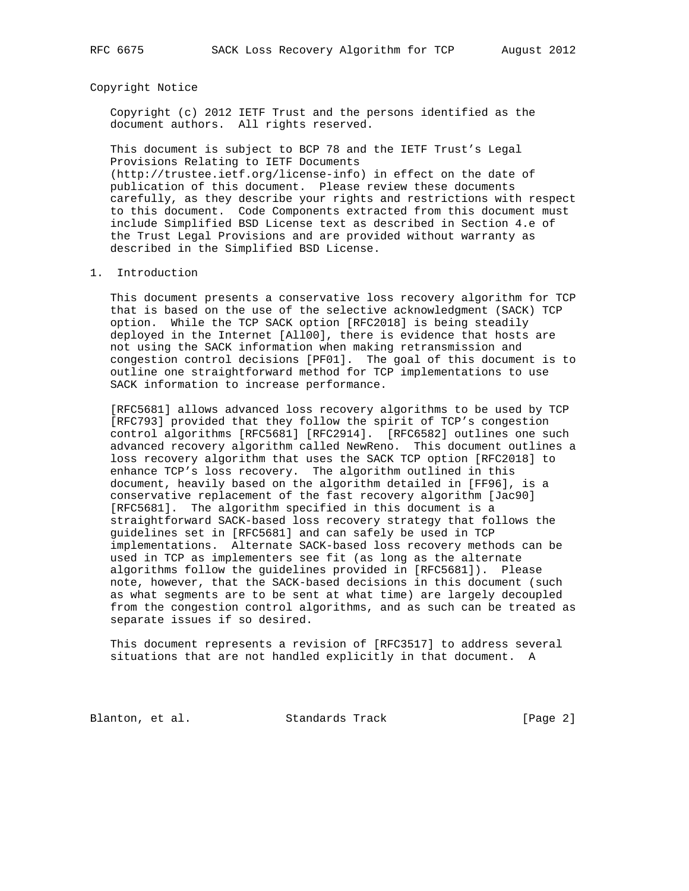## Copyright Notice

Copyright (c) 2012 IETF Trust and the persons identified as the document authors. All rights reserved.

This document is subject to BCP 78 and the IETF Trust's Legal Provisions Relating to IETF Documents (http://trustee.ietf.org/license-info) in effect on the date of publication of this document. Please review these documents carefully, as they describe your rights and restrictions with respect to this document. Code Components extracted from this document must include Simplified BSD License text as described in Section 4.e of the Trust Legal Provisions and are provided without warranty as described in the Simplified BSD License.

## 1. Introduction

This document presents a conservative loss recovery algorithm for TCP that is based on the use of the selective acknowledgment (SACK) TCP option. While the TCP SACK option [RFC2018] is being steadily deployed in the Internet [All00], there is evidence that hosts are not using the SACK information when making retransmission and congestion control decisions [PF01]. The goal of this document is to outline one straightforward method for TCP implementations to use SACK information to increase performance.

[RFC5681] allows advanced loss recovery algorithms to be used by TCP [RFC793] provided that they follow the spirit of TCP's congestion control algorithms [RFC5681] [RFC2914]. [RFC6582] outlines one such advanced recovery algorithm called NewReno. This document outlines a loss recovery algorithm that uses the SACK TCP option [RFC2018] to enhance TCP's loss recovery. The algorithm outlined in this document, heavily based on the algorithm detailed in [FF96], is a conservative replacement of the fast recovery algorithm [Jac90] [RFC5681]. The algorithm specified in this document is a straightforward SACK-based loss recovery strategy that follows the guidelines set in [RFC5681] and can safely be used in TCP implementations. Alternate SACK-based loss recovery methods can be used in TCP as implementers see fit (as long as the alternate algorithms follow the guidelines provided in [RFC5681]). Please note, however, that the SACK-based decisions in this document (such as what segments are to be sent at what time) are largely decoupled from the congestion control algorithms, and as such can be treated as separate issues if so desired.

This document represents a revision of [RFC3517] to address several situations that are not handled explicitly in that document. A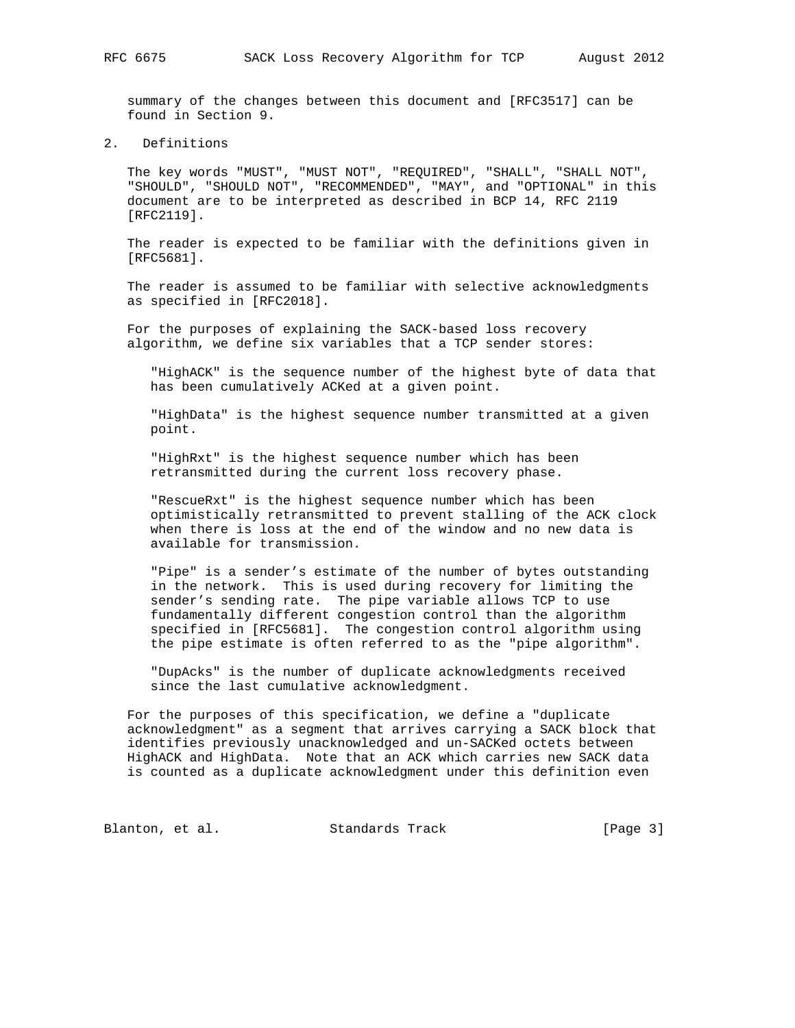summary of the changes between this document and [RFC3517] can be found in Section 9.

## 2. Definitions

The key words "MUST", "MUST NOT", "REQUIRED", "SHALL", "SHALL NOT", "SHOULD", "SHOULD NOT", "RECOMMENDED", "MAY", and "OPTIONAL" in this document are to be interpreted as described in BCP 14, RFC 2119 [RFC2119].

The reader is expected to be familiar with the definitions given in [RFC5681].

The reader is assumed to be familiar with selective acknowledgments as specified in [RFC2018].

For the purposes of explaining the SACK-based loss recovery algorithm, we define six variables that a TCP sender stores:

"HighACK" is the sequence number of the highest byte of data that has been cumulatively ACKed at a given point.

"HighData" is the highest sequence number transmitted at a given point.

"HighRxt" is the highest sequence number which has been retransmitted during the current loss recovery phase.

"RescueRxt" is the highest sequence number which has been optimistically retransmitted to prevent stalling of the ACK clock when there is loss at the end of the window and no new data is available for transmission.

"Pipe" is a sender's estimate of the number of bytes outstanding in the network. This is used during recovery for limiting the sender's sending rate. The pipe variable allows TCP to use fundamentally different congestion control than the algorithm specified in [RFC5681]. The congestion control algorithm using the pipe estimate is often referred to as the "pipe algorithm".

"DupAcks" is the number of duplicate acknowledgments received since the last cumulative acknowledgment.

For the purposes of this specification, we define a "duplicate acknowledgment" as a segment that arrives carrying a SACK block that identifies previously unacknowledged and un-SACKed octets between HighACK and HighData. Note that an ACK which carries new SACK data is counted as a duplicate acknowledgment under this definition even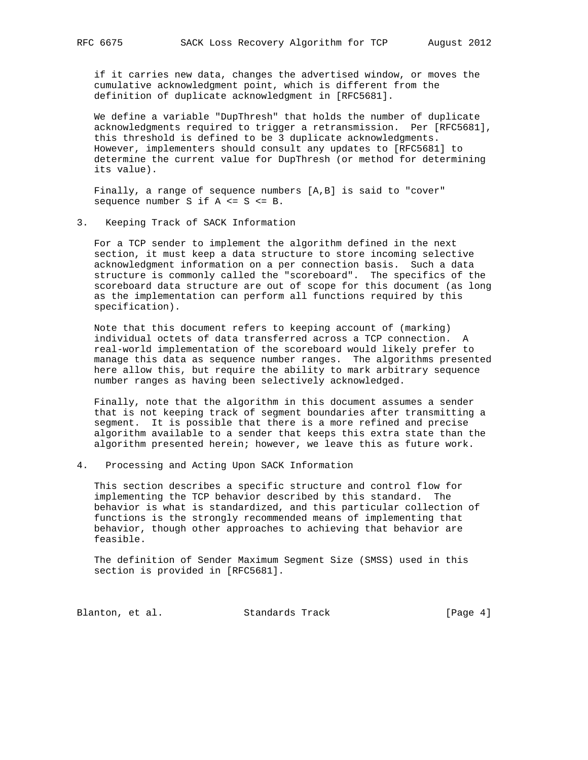if it carries new data, changes the advertised window, or moves the cumulative acknowledgment point, which is different from the definition of duplicate acknowledgment in [RFC5681].

We define a variable "DupThresh" that holds the number of duplicate acknowledgments required to trigger a retransmission. Per [RFC5681], this threshold is defined to be 3 duplicate acknowledgments. However, implementers should consult any updates to [RFC5681] to determine the current value for DupThresh (or method for determining its value).

Finally, a range of sequence numbers [A,B] is said to "cover" sequence number S if A <= S <= B.

## 3. Keeping Track of SACK Information

For a TCP sender to implement the algorithm defined in the next section, it must keep a data structure to store incoming selective acknowledgment information on a per connection basis. Such a data structure is commonly called the "scoreboard". The specifics of the scoreboard data structure are out of scope for this document (as long as the implementation can perform all functions required by this specification).

Note that this document refers to keeping account of (marking) individual octets of data transferred across a TCP connection. A real-world implementation of the scoreboard would likely prefer to manage this data as sequence number ranges. The algorithms presented here allow this, but require the ability to mark arbitrary sequence number ranges as having been selectively acknowledged.

Finally, note that the algorithm in this document assumes a sender that is not keeping track of segment boundaries after transmitting a segment. It is possible that there is a more refined and precise algorithm available to a sender that keeps this extra state than the algorithm presented herein; however, we leave this as future work.

## 4. Processing and Acting Upon SACK Information

This section describes a specific structure and control flow for implementing the TCP behavior described by this standard. The behavior is what is standardized, and this particular collection of functions is the strongly recommended means of implementing that behavior, though other approaches to achieving that behavior are feasible.

The definition of Sender Maximum Segment Size (SMSS) used in this section is provided in [RFC5681].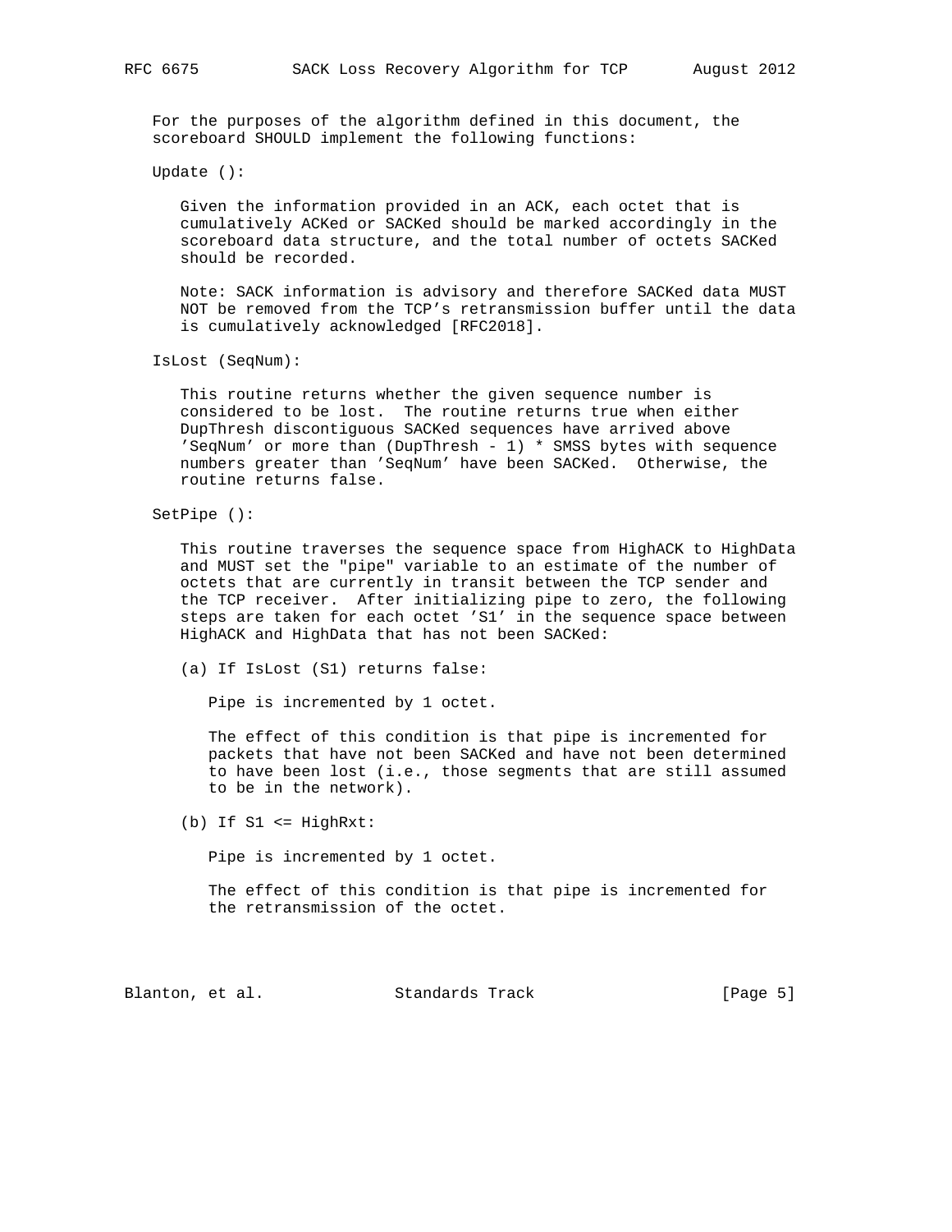For the purposes of the algorithm defined in this document, the scoreboard SHOULD implement the following functions:

Update ():

Given the information provided in an ACK, each octet that is cumulatively ACKed or SACKed should be marked accordingly in the scoreboard data structure, and the total number of octets SACKed should be recorded.

Note: SACK information is advisory and therefore SACKed data MUST NOT be removed from the TCP's retransmission buffer until the data is cumulatively acknowledged [RFC2018].

IsLost (SeqNum):

This routine returns whether the given sequence number is considered to be lost. The routine returns true when either DupThresh discontiguous SACKed sequences have arrived above 'SeqNum' or more than (DupThresh - 1) * SMSS bytes with sequence numbers greater than 'SeqNum' have been SACKed. Otherwise, the routine returns false.

SetPipe ():

This routine traverses the sequence space from HighACK to HighData and MUST set the "pipe" variable to an estimate of the number of octets that are currently in transit between the TCP sender and the TCP receiver. After initializing pipe to zero, the following steps are taken for each octet 'S1' in the sequence space between HighACK and HighData that has not been SACKed:

(a) If IsLost (S1) returns false:

Pipe is incremented by 1 octet.

The effect of this condition is that pipe is incremented for packets that have not been SACKed and have not been determined to have been lost (i.e., those segments that are still assumed to be in the network).

(b) If S1 <= HighRxt:

Pipe is incremented by 1 octet.

The effect of this condition is that pipe is incremented for the retransmission of the octet.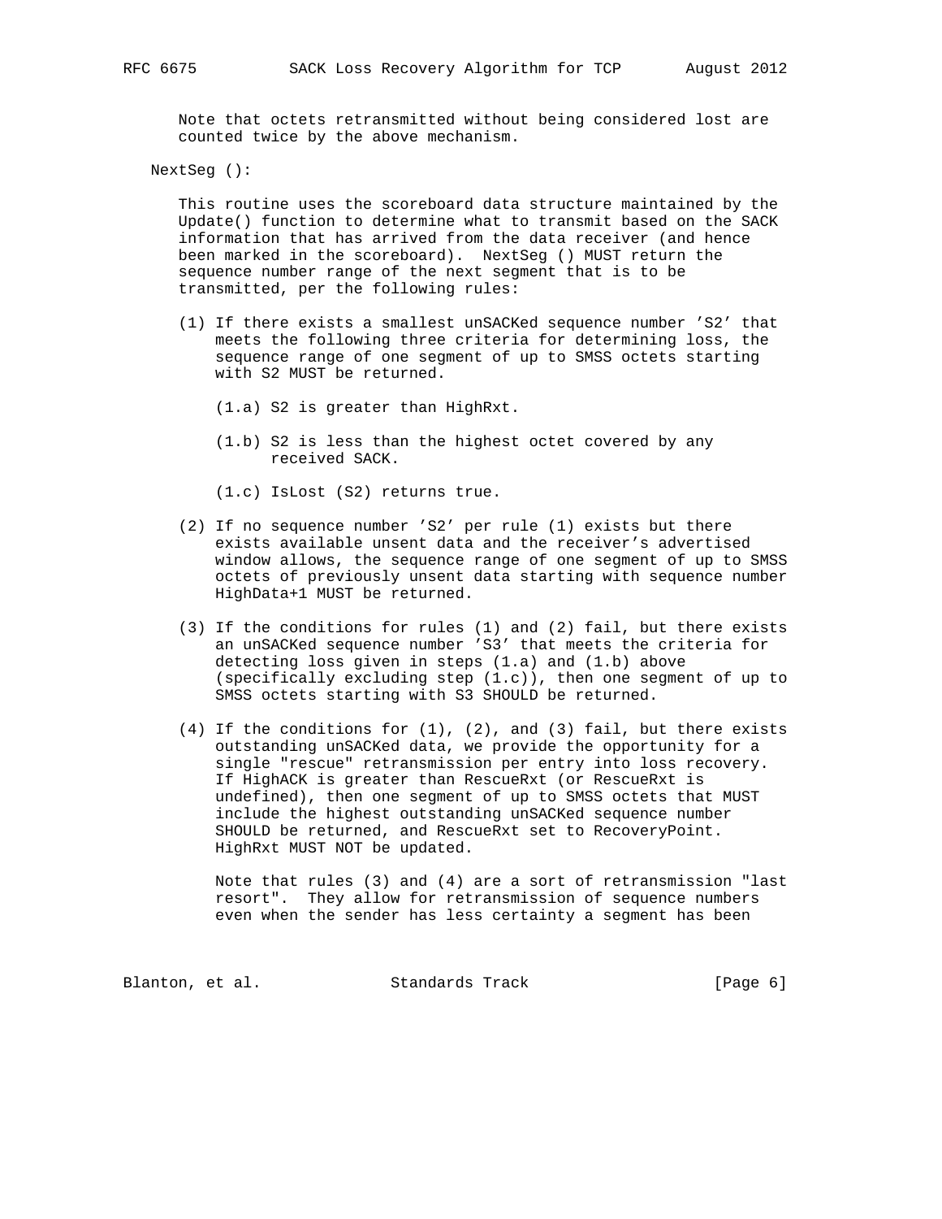Note that octets retransmitted without being considered lost are counted twice by the above mechanism.

NextSeg ():

This routine uses the scoreboard data structure maintained by the Update() function to determine what to transmit based on the SACK information that has arrived from the data receiver (and hence been marked in the scoreboard). NextSeg () MUST return the sequence number range of the next segment that is to be transmitted, per the following rules:

(1) If there exists a smallest unSACKed sequence number 'S2' that meets the following three criteria for determining loss, the sequence range of one segment of up to SMSS octets starting with S2 MUST be returned.

(1.a) S2 is greater than HighRxt.

(1.b) S2 is less than the highest octet covered by any received SACK.

(1.c) IsLost (S2) returns true.

(2) If no sequence number 'S2' per rule (1) exists but there exists available unsent data and the receiver's advertised window allows, the sequence range of one segment of up to SMSS octets of previously unsent data starting with sequence number HighData+1 MUST be returned.

(3) If the conditions for rules (1) and (2) fail, but there exists an unSACKed sequence number 'S3' that meets the criteria for detecting loss given in steps (1.a) and (1.b) above (specifically excluding step (1.c)), then one segment of up to SMSS octets starting with S3 SHOULD be returned.

(4) If the conditions for (1), (2), and (3) fail, but there exists outstanding unSACKed data, we provide the opportunity for a single "rescue" retransmission per entry into loss recovery. If HighACK is greater than RescueRxt (or RescueRxt is undefined), then one segment of up to SMSS octets that MUST include the highest outstanding unSACKed sequence number SHOULD be returned, and RescueRxt set to RecoveryPoint. HighRxt MUST NOT be updated.

Note that rules (3) and (4) are a sort of retransmission "last resort". They allow for retransmission of sequence numbers even when the sender has less certainty a segment has been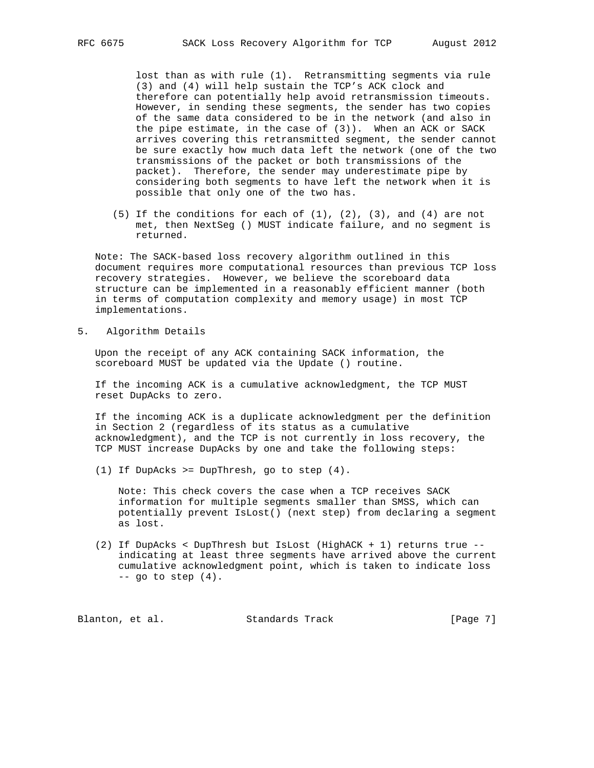lost than as with rule (1). Retransmitting segments via rule (3) and (4) will help sustain the TCP's ACK clock and therefore can potentially help avoid retransmission timeouts. However, in sending these segments, the sender has two copies of the same data considered to be in the network (and also in the pipe estimate, in the case of (3)). When an ACK or SACK arrives covering this retransmitted segment, the sender cannot be sure exactly how much data left the network (one of the two transmissions of the packet or both transmissions of the packet). Therefore, the sender may underestimate pipe by considering both segments to have left the network when it is possible that only one of the two has.

(5) If the conditions for each of (1), (2), (3), and (4) are not met, then NextSeg () MUST indicate failure, and no segment is returned.

Note: The SACK-based loss recovery algorithm outlined in this document requires more computational resources than previous TCP loss recovery strategies. However, we believe the scoreboard data structure can be implemented in a reasonably efficient manner (both in terms of computation complexity and memory usage) in most TCP implementations.

## 5. Algorithm Details

Upon the receipt of any ACK containing SACK information, the scoreboard MUST be updated via the Update () routine.

If the incoming ACK is a cumulative acknowledgment, the TCP MUST reset DupAcks to zero.

If the incoming ACK is a duplicate acknowledgment per the definition in Section 2 (regardless of its status as a cumulative acknowledgment), and the TCP is not currently in loss recovery, the TCP MUST increase DupAcks by one and take the following steps:

(1) If DupAcks >= DupThresh, go to step (4).

Note: This check covers the case when a TCP receives SACK information for multiple segments smaller than SMSS, which can potentially prevent IsLost() (next step) from declaring a segment as lost.

(2) If DupAcks < DupThresh but IsLost (HighACK + 1) returns true -- indicating at least three segments have arrived above the current cumulative acknowledgment point, which is taken to indicate loss -- go to step (4).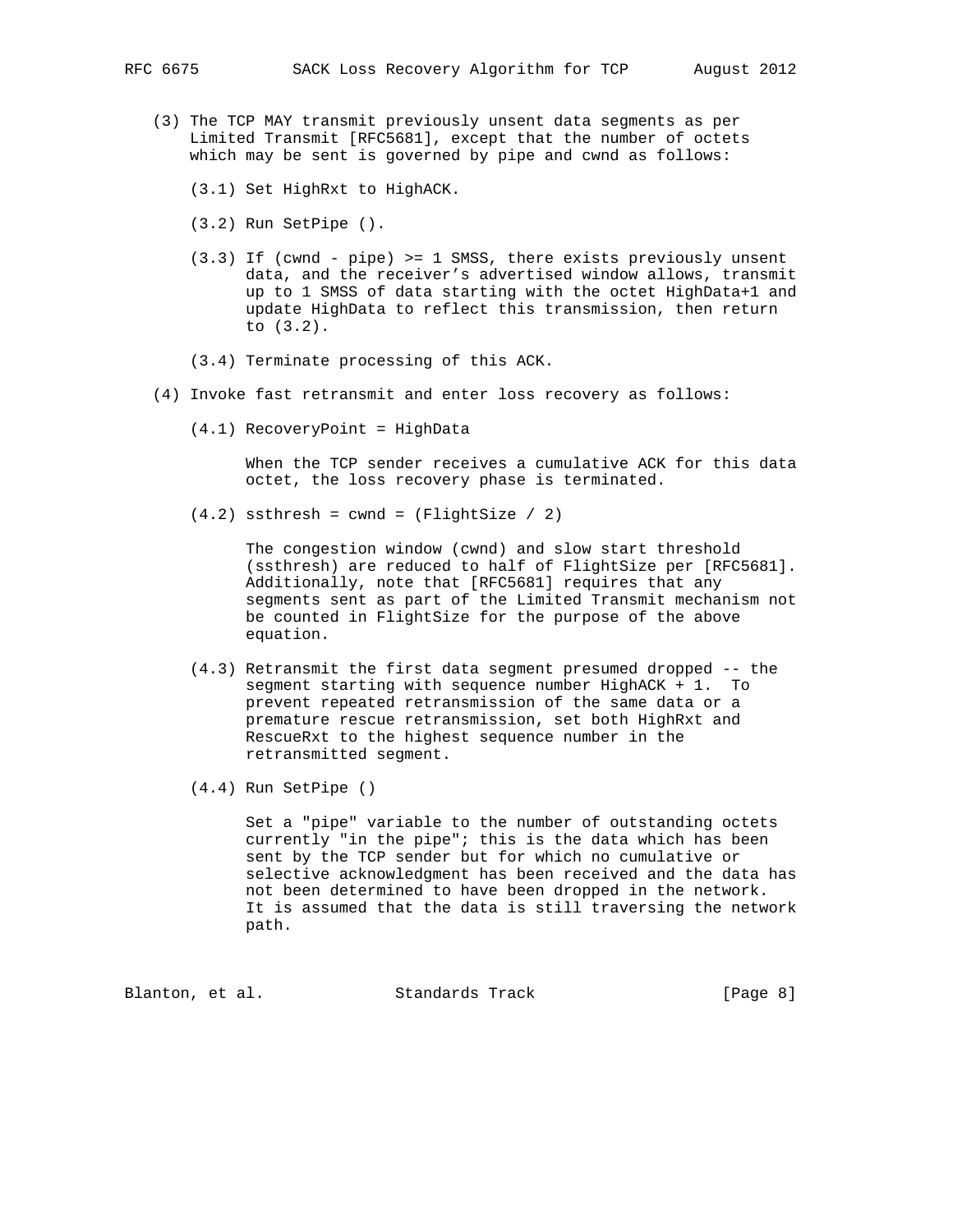(3) The TCP MAY transmit previously unsent data segments as per Limited Transmit [RFC5681], except that the number of octets which may be sent is governed by pipe and cwnd as follows:

   (3.1) Set HighRxt to HighACK.

   (3.2) Run SetPipe ().

   (3.3) If (cwnd - pipe) >= 1 SMSS, there exists previously unsent data, and the receiver's advertised window allows, transmit up to 1 SMSS of data starting with the octet HighData+1 and update HighData to reflect this transmission, then return to (3.2).

   (3.4) Terminate processing of this ACK.

(4) Invoke fast retransmit and enter loss recovery as follows:

   (4.1) RecoveryPoint = HighData

   When the TCP sender receives a cumulative ACK for this data octet, the loss recovery phase is terminated.

   (4.2) ssthresh = cwnd = (FlightSize / 2)

   The congestion window (cwnd) and slow start threshold (ssthresh) are reduced to half of FlightSize per [RFC5681]. Additionally, note that [RFC5681] requires that any segments sent as part of the Limited Transmit mechanism not be counted in FlightSize for the purpose of the above equation.

   (4.3) Retransmit the first data segment presumed dropped -- the segment starting with sequence number HighACK + 1. To prevent repeated retransmission of the same data or a premature rescue retransmission, set both HighRxt and RescueRxt to the highest sequence number in the retransmitted segment.

   (4.4) Run SetPipe ()

   Set a "pipe" variable to the number of outstanding octets currently "in the pipe"; this is the data which has been sent by the TCP sender but for which no cumulative or selective acknowledgment has been received and the data has not been determined to have been dropped in the network. It is assumed that the data is still traversing the network path.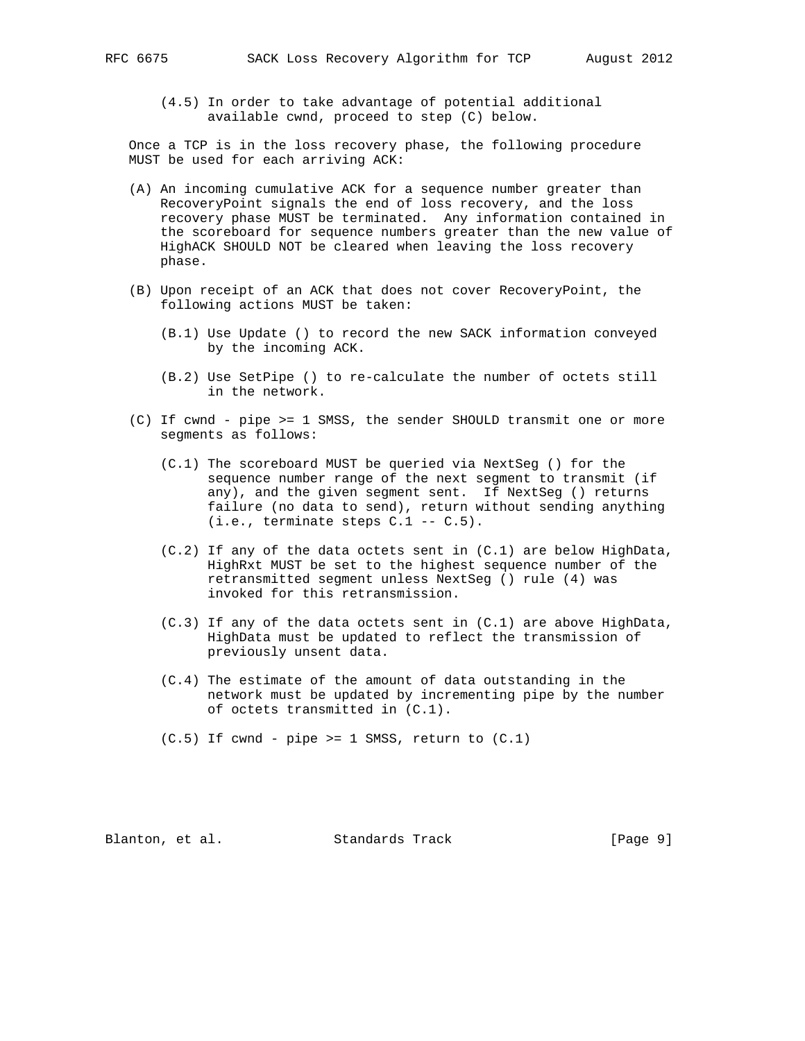(4.5) In order to take advantage of potential additional available cwnd, proceed to step (C) below.

Once a TCP is in the loss recovery phase, the following procedure MUST be used for each arriving ACK:

(A) An incoming cumulative ACK for a sequence number greater than RecoveryPoint signals the end of loss recovery, and the loss recovery phase MUST be terminated. Any information contained in the scoreboard for sequence numbers greater than the new value of HighACK SHOULD NOT be cleared when leaving the loss recovery phase.

(B) Upon receipt of an ACK that does not cover RecoveryPoint, the following actions MUST be taken:

   (B.1) Use Update () to record the new SACK information conveyed by the incoming ACK.

   (B.2) Use SetPipe () to re-calculate the number of octets still in the network.

(C) If cwnd - pipe >= 1 SMSS, the sender SHOULD transmit one or more segments as follows:

   (C.1) The scoreboard MUST be queried via NextSeg () for the sequence number range of the next segment to transmit (if any), and the given segment sent. If NextSeg () returns failure (no data to send), return without sending anything (i.e., terminate steps C.1 -- C.5).

   (C.2) If any of the data octets sent in (C.1) are below HighData, HighRxt MUST be set to the highest sequence number of the retransmitted segment unless NextSeg () rule (4) was invoked for this retransmission.

   (C.3) If any of the data octets sent in (C.1) are above HighData, HighData must be updated to reflect the transmission of previously unsent data.

   (C.4) The estimate of the amount of data outstanding in the network must be updated by incrementing pipe by the number of octets transmitted in (C.1).

   (C.5) If cwnd - pipe >= 1 SMSS, return to (C.1)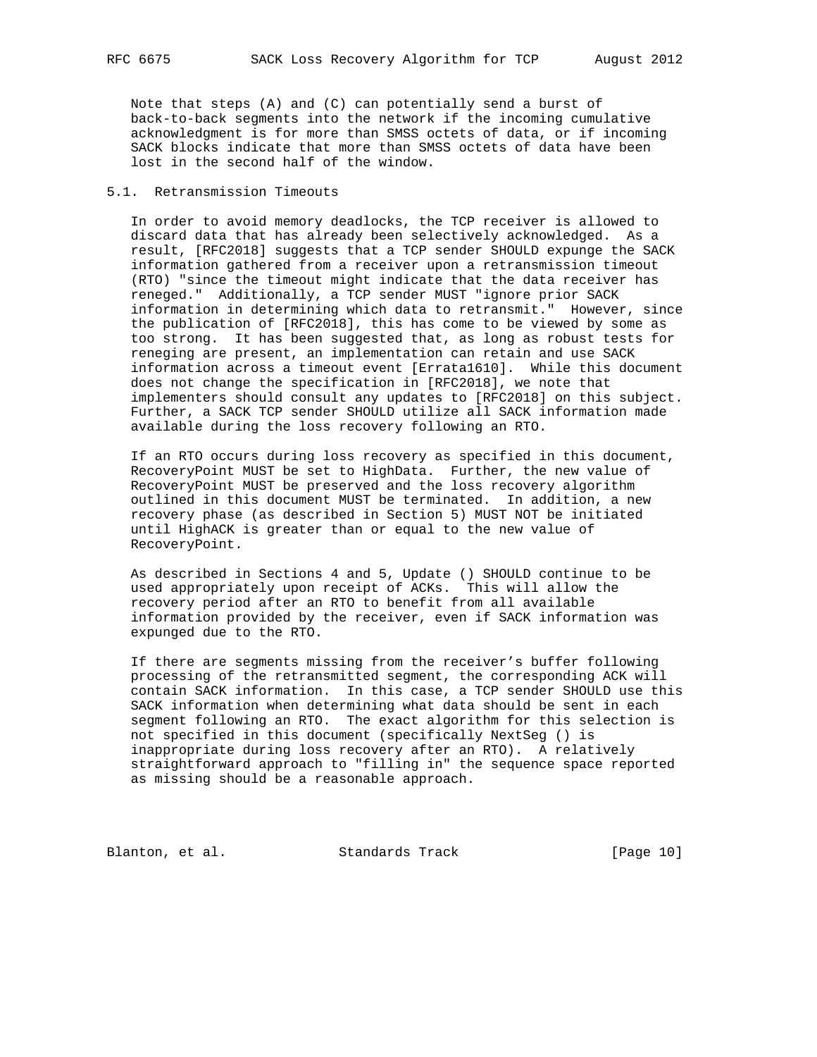Note that steps (A) and (C) can potentially send a burst of back-to-back segments into the network if the incoming cumulative acknowledgment is for more than SMSS octets of data, or if incoming SACK blocks indicate that more than SMSS octets of data have been lost in the second half of the window.

## 5.1. Retransmission Timeouts

In order to avoid memory deadlocks, the TCP receiver is allowed to discard data that has already been selectively acknowledged. As a result, [RFC2018] suggests that a TCP sender SHOULD expunge the SACK information gathered from a receiver upon a retransmission timeout (RTO) "since the timeout might indicate that the data receiver has reneged." Additionally, a TCP sender MUST "ignore prior SACK information in determining which data to retransmit." However, since the publication of [RFC2018], this has come to be viewed by some as too strong. It has been suggested that, as long as robust tests for reneging are present, an implementation can retain and use SACK information across a timeout event [Errata1610]. While this document does not change the specification in [RFC2018], we note that implementers should consult any updates to [RFC2018] on this subject. Further, a SACK TCP sender SHOULD utilize all SACK information made available during the loss recovery following an RTO.

If an RTO occurs during loss recovery as specified in this document, RecoveryPoint MUST be set to HighData. Further, the new value of RecoveryPoint MUST be preserved and the loss recovery algorithm outlined in this document MUST be terminated. In addition, a new recovery phase (as described in Section 5) MUST NOT be initiated until HighACK is greater than or equal to the new value of RecoveryPoint.

As described in Sections 4 and 5, Update () SHOULD continue to be used appropriately upon receipt of ACKs. This will allow the recovery period after an RTO to benefit from all available information provided by the receiver, even if SACK information was expunged due to the RTO.

If there are segments missing from the receiver's buffer following processing of the retransmitted segment, the corresponding ACK will contain SACK information. In this case, a TCP sender SHOULD use this SACK information when determining what data should be sent in each segment following an RTO. The exact algorithm for this selection is not specified in this document (specifically NextSeg () is inappropriate during loss recovery after an RTO). A relatively straightforward approach to "filling in" the sequence space reported as missing should be a reasonable approach.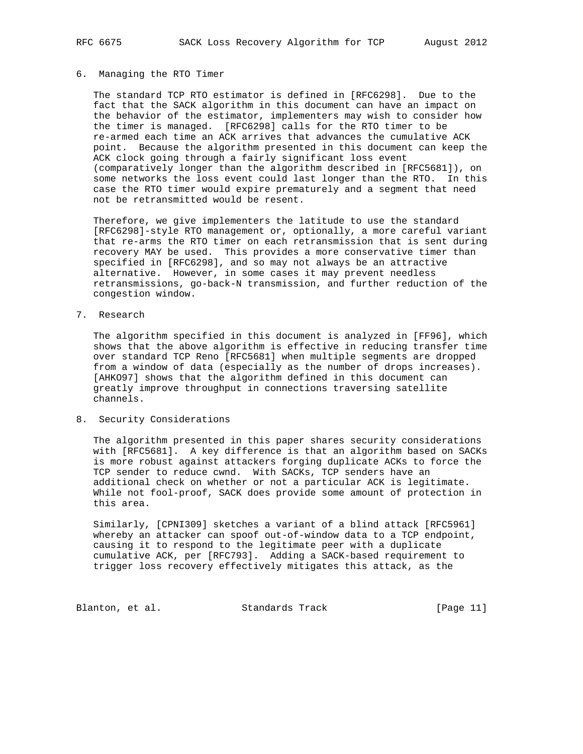## 6. Managing the RTO Timer

The standard TCP RTO estimator is defined in [RFC6298]. Due to the fact that the SACK algorithm in this document can have an impact on the behavior of the estimator, implementers may wish to consider how the timer is managed. [RFC6298] calls for the RTO timer to be re-armed each time an ACK arrives that advances the cumulative ACK point. Because the algorithm presented in this document can keep the ACK clock going through a fairly significant loss event (comparatively longer than the algorithm described in [RFC5681]), on some networks the loss event could last longer than the RTO. In this case the RTO timer would expire prematurely and a segment that need not be retransmitted would be resent.

Therefore, we give implementers the latitude to use the standard [RFC6298]-style RTO management or, optionally, a more careful variant that re-arms the RTO timer on each retransmission that is sent during recovery MAY be used. This provides a more conservative timer than specified in [RFC6298], and so may not always be an attractive alternative. However, in some cases it may prevent needless retransmissions, go-back-N transmission, and further reduction of the congestion window.

## 7. Research

The algorithm specified in this document is analyzed in [FF96], which shows that the above algorithm is effective in reducing transfer time over standard TCP Reno [RFC5681] when multiple segments are dropped from a window of data (especially as the number of drops increases). [AHKO97] shows that the algorithm defined in this document can greatly improve throughput in connections traversing satellite channels.

## 8. Security Considerations

The algorithm presented in this paper shares security considerations with [RFC5681]. A key difference is that an algorithm based on SACKs is more robust against attackers forging duplicate ACKs to force the TCP sender to reduce cwnd. With SACKs, TCP senders have an additional check on whether or not a particular ACK is legitimate. While not fool-proof, SACK does provide some amount of protection in this area.

Similarly, [CPNI309] sketches a variant of a blind attack [RFC5961] whereby an attacker can spoof out-of-window data to a TCP endpoint, causing it to respond to the legitimate peer with a duplicate cumulative ACK, per [RFC793]. Adding a SACK-based requirement to trigger loss recovery effectively mitigates this attack, as the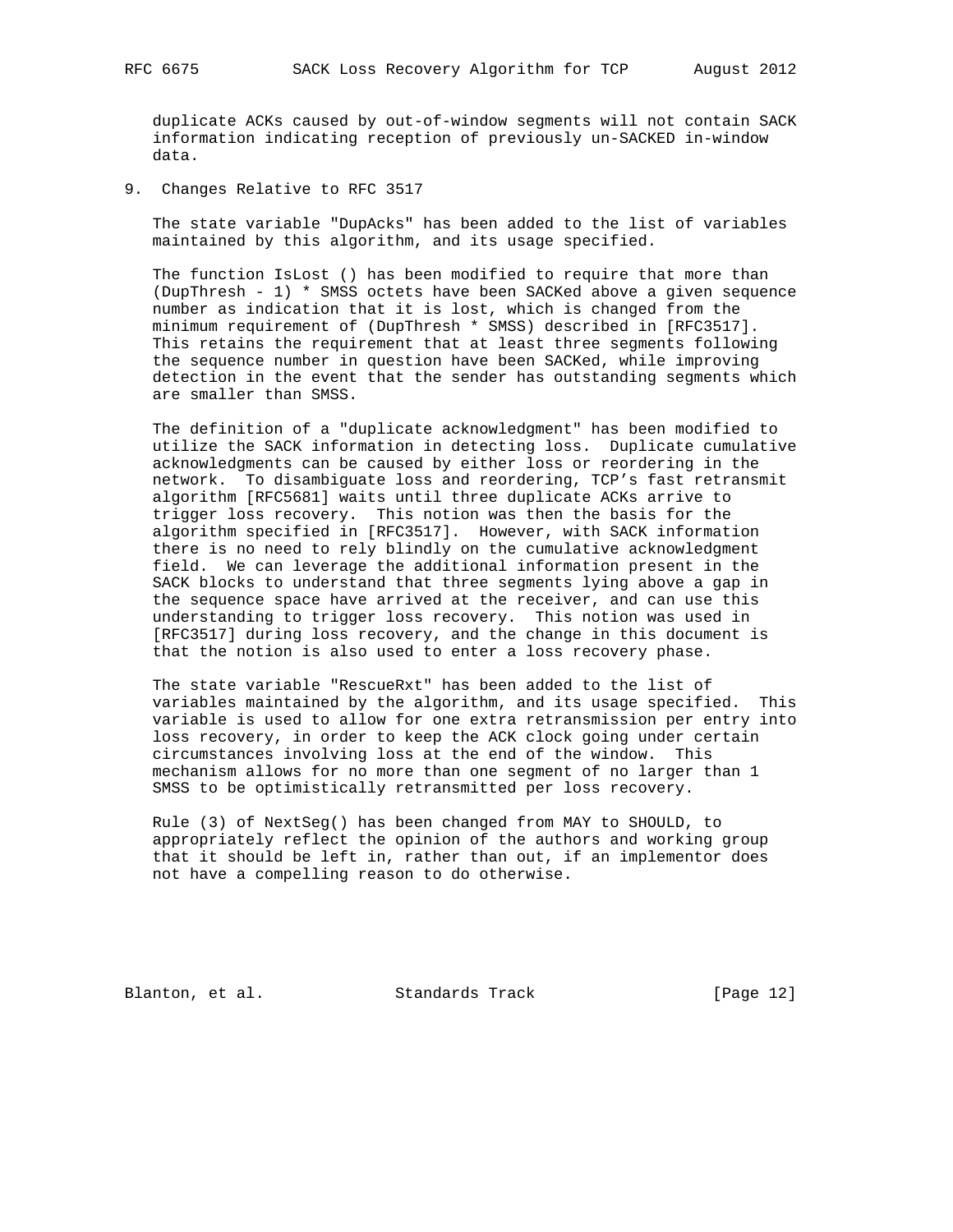duplicate ACKs caused by out-of-window segments will not contain SACK information indicating reception of previously un-SACKED in-window data.

## 9. Changes Relative to RFC 3517

The state variable "DupAcks" has been added to the list of variables maintained by this algorithm, and its usage specified.

The function IsLost () has been modified to require that more than (DupThresh - 1) * SMSS octets have been SACKed above a given sequence number as indication that it is lost, which is changed from the minimum requirement of (DupThresh * SMSS) described in [RFC3517]. This retains the requirement that at least three segments following the sequence number in question have been SACKed, while improving detection in the event that the sender has outstanding segments which are smaller than SMSS.

The definition of a "duplicate acknowledgment" has been modified to utilize the SACK information in detecting loss. Duplicate cumulative acknowledgments can be caused by either loss or reordering in the network. To disambiguate loss and reordering, TCP's fast retransmit algorithm [RFC5681] waits until three duplicate ACKs arrive to trigger loss recovery. This notion was then the basis for the algorithm specified in [RFC3517]. However, with SACK information there is no need to rely blindly on the cumulative acknowledgment field. We can leverage the additional information present in the SACK blocks to understand that three segments lying above a gap in the sequence space have arrived at the receiver, and can use this understanding to trigger loss recovery. This notion was used in [RFC3517] during loss recovery, and the change in this document is that the notion is also used to enter a loss recovery phase.

The state variable "RescueRxt" has been added to the list of variables maintained by the algorithm, and its usage specified. This variable is used to allow for one extra retransmission per entry into loss recovery, in order to keep the ACK clock going under certain circumstances involving loss at the end of the window. This mechanism allows for no more than one segment of no larger than 1 SMSS to be optimistically retransmitted per loss recovery.

Rule (3) of NextSeg() has been changed from MAY to SHOULD, to appropriately reflect the opinion of the authors and working group that it should be left in, rather than out, if an implementor does not have a compelling reason to do otherwise.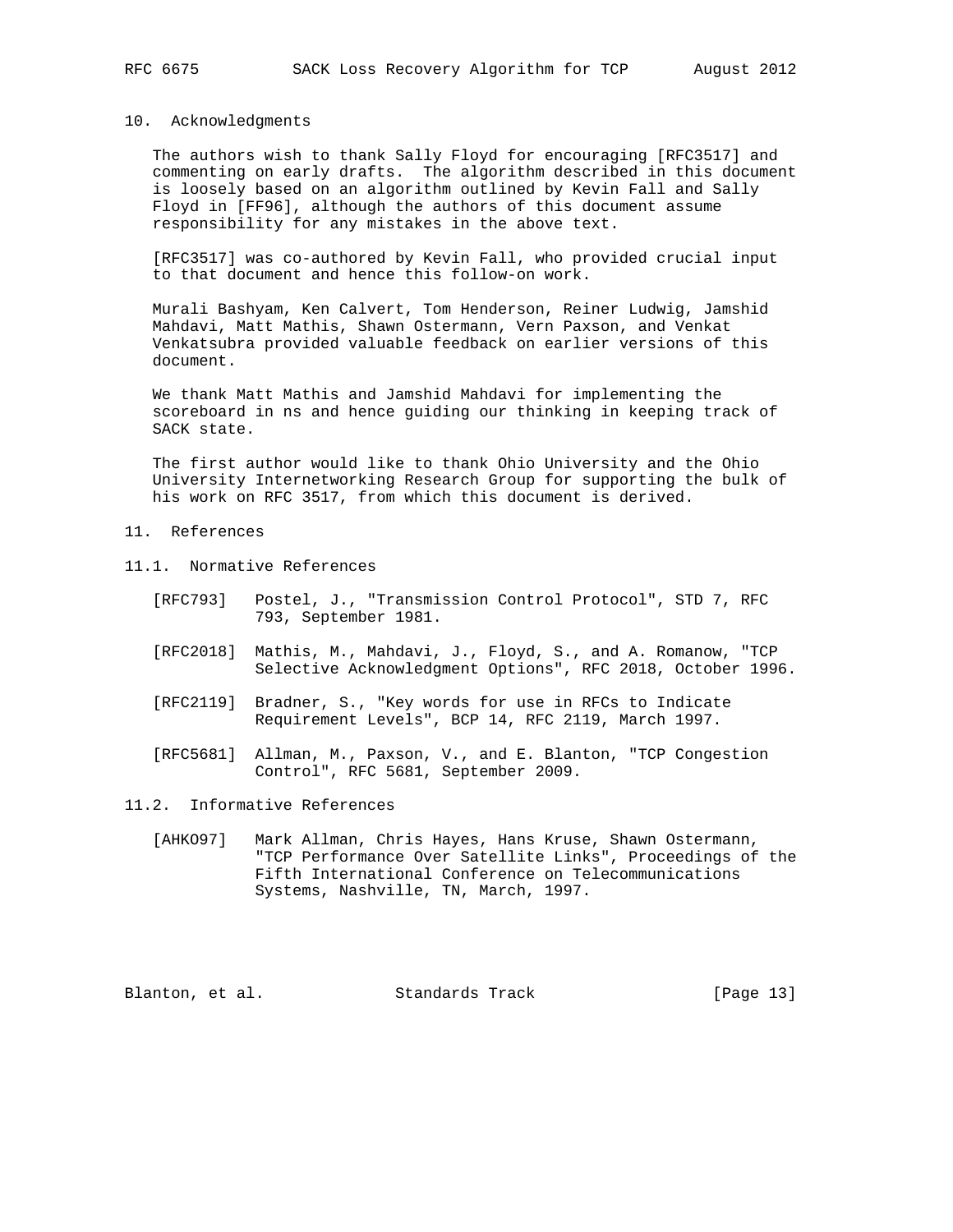## 10. Acknowledgments

The authors wish to thank Sally Floyd for encouraging [RFC3517] and commenting on early drafts. The algorithm described in this document is loosely based on an algorithm outlined by Kevin Fall and Sally Floyd in [FF96], although the authors of this document assume responsibility for any mistakes in the above text.

[RFC3517] was co-authored by Kevin Fall, who provided crucial input to that document and hence this follow-on work.

Murali Bashyam, Ken Calvert, Tom Henderson, Reiner Ludwig, Jamshid Mahdavi, Matt Mathis, Shawn Ostermann, Vern Paxson, and Venkat Venkatsubra provided valuable feedback on earlier versions of this document.

We thank Matt Mathis and Jamshid Mahdavi for implementing the scoreboard in ns and hence guiding our thinking in keeping track of SACK state.

The first author would like to thank Ohio University and the Ohio University Internetworking Research Group for supporting the bulk of his work on RFC 3517, from which this document is derived.

## 11. References

### 11.1. Normative References

[RFC793] Postel, J., "Transmission Control Protocol", STD 7, RFC 793, September 1981.

[RFC2018] Mathis, M., Mahdavi, J., Floyd, S., and A. Romanow, "TCP Selective Acknowledgment Options", RFC 2018, October 1996.

[RFC2119] Bradner, S., "Key words for use in RFCs to Indicate Requirement Levels", BCP 14, RFC 2119, March 1997.

[RFC5681] Allman, M., Paxson, V., and E. Blanton, "TCP Congestion Control", RFC 5681, September 2009.

### 11.2. Informative References

[AHKO97] Mark Allman, Chris Hayes, Hans Kruse, Shawn Ostermann, "TCP Performance Over Satellite Links", Proceedings of the Fifth International Conference on Telecommunications Systems, Nashville, TN, March, 1997.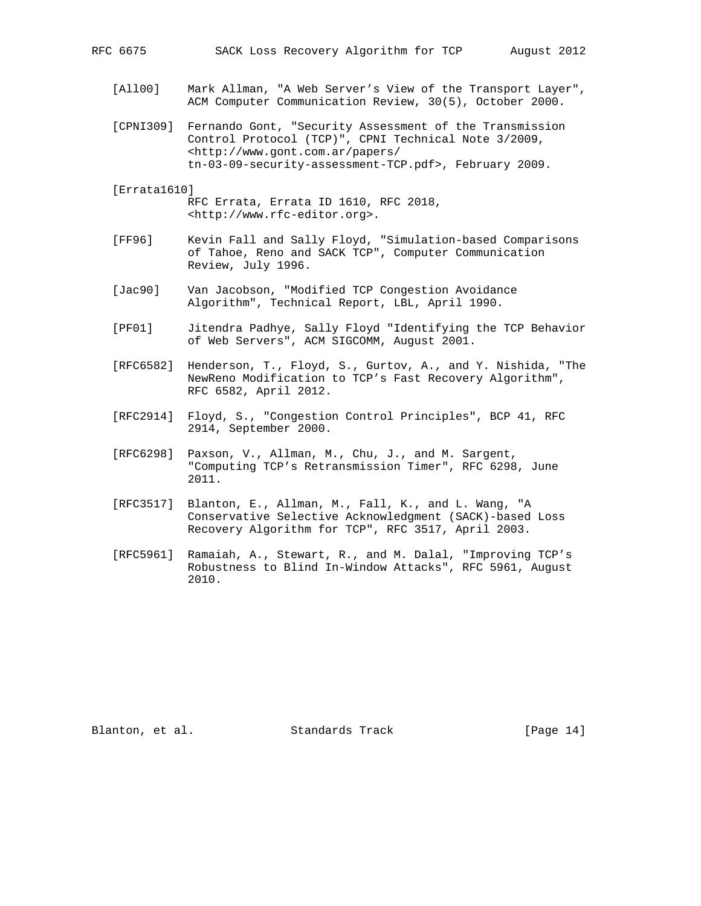[All00] Mark Allman, "A Web Server's View of the Transport Layer", ACM Computer Communication Review, 30(5), October 2000.

[CPNI309] Fernando Gont, "Security Assessment of the Transmission Control Protocol (TCP)", CPNI Technical Note 3/2009, <http://www.gont.com.ar/papers/tn-03-09-security-assessment-TCP.pdf>, February 2009.

[Errata1610] RFC Errata, Errata ID 1610, RFC 2018, <http://www.rfc-editor.org>.

[FF96] Kevin Fall and Sally Floyd, "Simulation-based Comparisons of Tahoe, Reno and SACK TCP", Computer Communication Review, July 1996.

[Jac90] Van Jacobson, "Modified TCP Congestion Avoidance Algorithm", Technical Report, LBL, April 1990.

[PF01] Jitendra Padhye, Sally Floyd "Identifying the TCP Behavior of Web Servers", ACM SIGCOMM, August 2001.

[RFC6582] Henderson, T., Floyd, S., Gurtov, A., and Y. Nishida, "The NewReno Modification to TCP's Fast Recovery Algorithm", RFC 6582, April 2012.

[RFC2914] Floyd, S., "Congestion Control Principles", BCP 41, RFC 2914, September 2000.

[RFC6298] Paxson, V., Allman, M., Chu, J., and M. Sargent, "Computing TCP's Retransmission Timer", RFC 6298, June 2011.

[RFC3517] Blanton, E., Allman, M., Fall, K., and L. Wang, "A Conservative Selective Acknowledgment (SACK)-based Loss Recovery Algorithm for TCP", RFC 3517, April 2003.

[RFC5961] Ramaiah, A., Stewart, R., and M. Dalal, "Improving TCP's Robustness to Blind In-Window Attacks", RFC 5961, August 2010.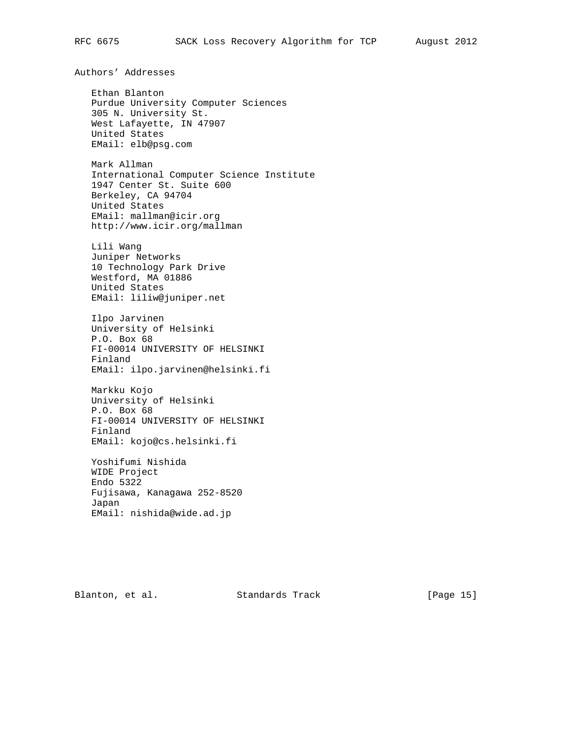# Authors' Addresses

Ethan Blanton
Purdue University Computer Sciences
305 N. University St.
West Lafayette, IN 47907
United States
EMail: elb@psg.com

Mark Allman
International Computer Science Institute
1947 Center St. Suite 600
Berkeley, CA 94704
United States
EMail: mallman@icir.org
http://www.icir.org/mallman

Lili Wang
Juniper Networks
10 Technology Park Drive
Westford, MA 01886
United States
EMail: liliw@juniper.net

Ilpo Jarvinen
University of Helsinki
P.O. Box 68
FI-00014 UNIVERSITY OF HELSINKI
Finland
EMail: ilpo.jarvinen@helsinki.fi

Markku Kojo
University of Helsinki
P.O. Box 68
FI-00014 UNIVERSITY OF HELSINKI
Finland
EMail: kojo@cs.helsinki.fi

Yoshifumi Nishida
WIDE Project
Endo 5322
Fujisawa, Kanagawa 252-8520
Japan
EMail: nishida@wide.ad.jp